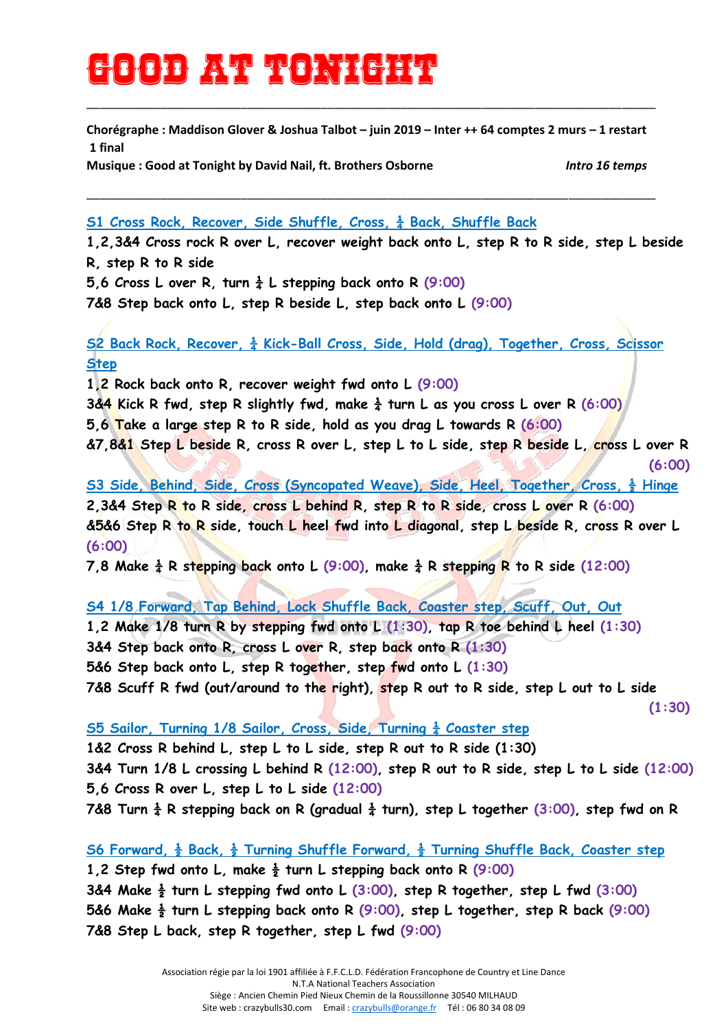# GOOD AT TONIGHT

---

**Chorégraphe : Maddison Glover & Joshua Talbot – juin 2019 – Inter ++ 64 comptes 2 murs – 1 restart 1 final**

**Musique : Good at Tonight by David Nail, ft. Brothers Osborne** *Intro 16 temps*

---

**S1 Cross Rock, Recover, Side Shuffle, Cross, ¼ Back, Shuffle Back**

**1,2,3&4** Cross rock R over L, recover weight back onto L, step R to R side, step L beside R, step R to R side

**5,6** Cross L over R, turn ¼ L stepping back onto R (9:00)

**7&8** Step back onto L, step R beside L, step back onto L (9:00)

**S2 Back Rock, Recover, ¼ Kick-Ball Cross, Side, Hold (drag), Together, Cross, Scissor Step**

**1,2** Rock back onto R, recover weight fwd onto L (9:00)

**3&4** Kick R fwd, step R slightly fwd, make ¼ turn L as you cross L over R (6:00)

**5,6** Take a large step R to R side, hold as you drag L towards R (6:00)

**&7,8&1** Step L beside R, cross R over L, step L to L side, step R beside L, cross L over R (6:00)

**S3 Side, Behind, Side, Cross (Syncopated Weave), Side, Heel, Together, Cross, ½ Hinge**

**2,3&4** Step R to R side, cross L behind R, step R to R side, cross L over R (6:00)

**&5&6** Step R to R side, touch L heel fwd into L diagonal, step L beside R, cross R over L (6:00)

**7,8** Make ¼ R stepping back onto L (9:00), make ¼ R stepping R to R side (12:00)

**S4 1/8 Forward, Tap Behind, Lock Shuffle Back, Coaster step, Scuff, Out, Out**

**1,2** Make 1/8 turn R by stepping fwd onto L (1:30), tap R toe behind L heel (1:30)

**3&4** Step back onto R, cross L over R, step back onto R (1:30)

**5&6** Step back onto L, step R together, step fwd onto L (1:30)

**7&8** Scuff R fwd (out/around to the right), step R out to R side, step L out to L side (1:30)

**S5 Sailor, Turning 1/8 Sailor, Cross, Side, Turning ¼ Coaster step**

**1&2** Cross R behind L, step L to L side, step R out to R side (1:30)

**3&4** Turn 1/8 L crossing L behind R (12:00), step R out to R side, step L to L side (12:00)

**5,6** Cross R over L, step L to L side (12:00)

**7&8** Turn ¼ R stepping back on R (gradual ¼ turn), step L together (3:00), step fwd on R

**S6 Forward, ½ Back, ½ Turning Shuffle Forward, ½ Turning Shuffle Back, Coaster step**

**1,2** Step fwd onto L, make ½ turn L stepping back onto R (9:00)

**3&4** Make ½ turn L stepping fwd onto L (3:00), step R together, step L fwd (3:00)

**5&6** Make ½ turn L stepping back onto R (9:00), step L together, step R back (9:00)

**7&8** Step L back, step R together, step L fwd (9:00)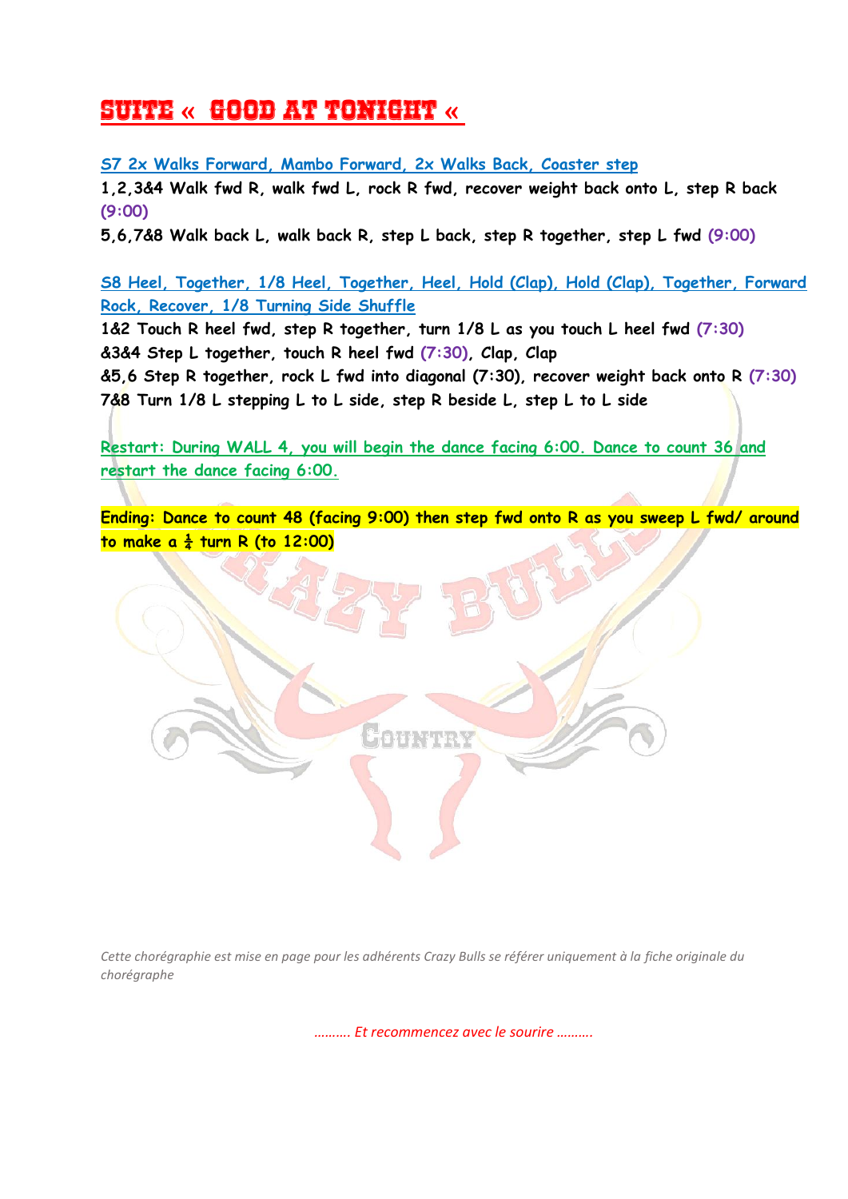# SUITE « GOOD AT TONIGHT «

**S7 2x Walks Forward, Mambo Forward, 2x Walks Back, Coaster step**

**1,2,3&4 Walk fwd R, walk fwd L, rock R fwd, recover weight back onto L, step R back (9:00)**

**5,6,7&8 Walk back L, walk back R, step L back, step R together, step L fwd (9:00)**

**S8 Heel, Together, 1/8 Heel, Together, Heel, Hold (Clap), Hold (Clap), Together, Forward Rock, Recover, 1/8 Turning Side Shuffle**

**1&2 Touch R heel fwd, step R together, turn 1/8 L as you touch L heel fwd (7:30)**

**&3&4 Step L together, touch R heel fwd (7:30), Clap, Clap**

**&5,6 Step R together, rock L fwd into diagonal (7:30), recover weight back onto R (7:30)**

**7&8 Turn 1/8 L stepping L to L side, step R beside L, step L to L side**

Restart: During WALL 4, you will begin the dance facing 6:00. Dance to count 36 and restart the dance facing 6:00.

**Ending: Dance to count 48 (facing 9:00) then step fwd onto R as you sweep L fwd/ around to make a ¼ turn R (to 12:00)**

*Cette chorégraphie est mise en page pour les adhérents Crazy Bulls se référer uniquement à la fiche originale du chorégraphe*

*………. Et recommencez avec le sourire ……….*